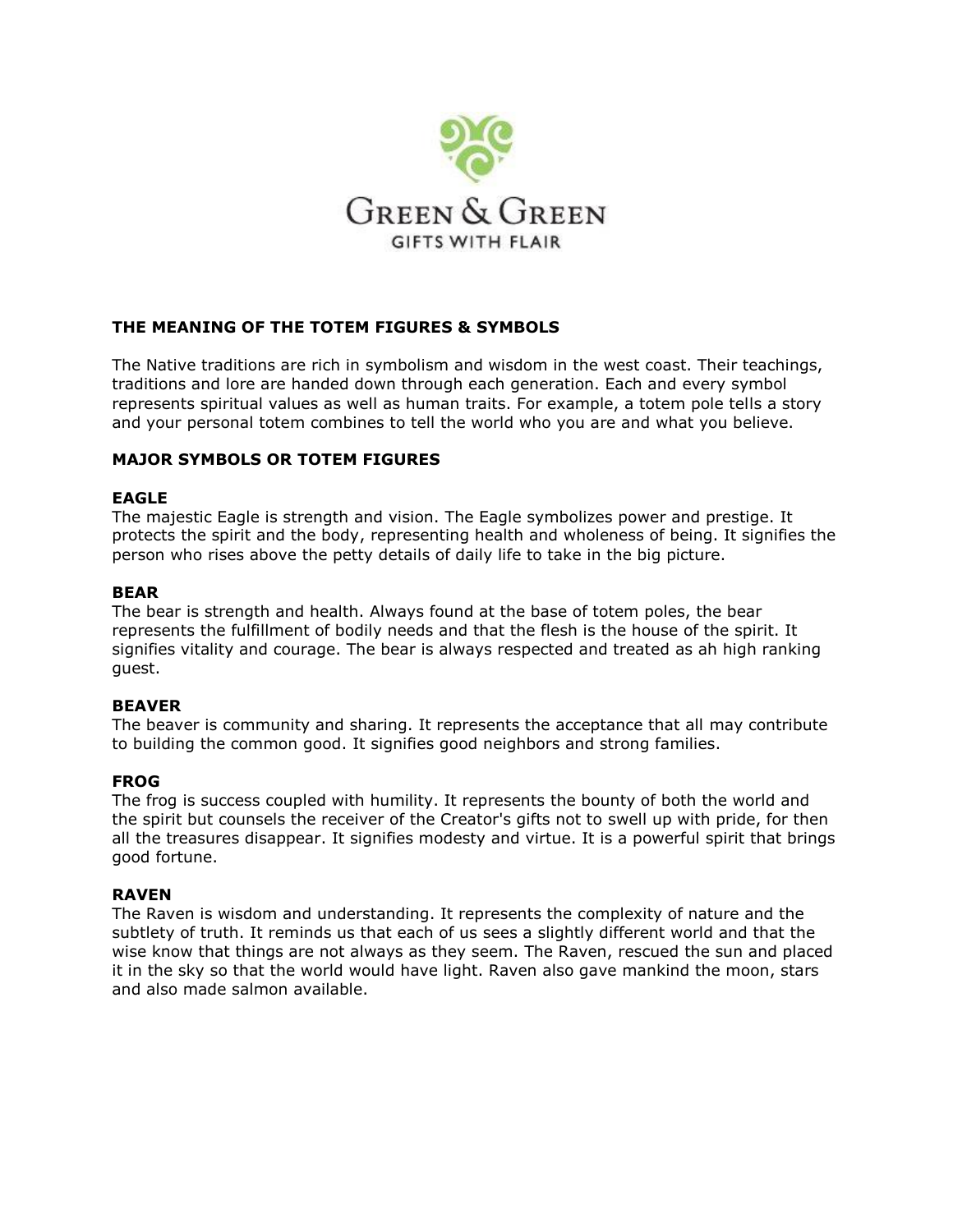GREEN & GREEN
GIFTS WITH FLAIR

## THE MEANING OF THE TOTEM FIGURES & SYMBOLS

The Native traditions are rich in symbolism and wisdom in the west coast. Their teachings, traditions and lore are handed down through each generation. Each and every symbol represents spiritual values as well as human traits. For example, a totem pole tells a story and your personal totem combines to tell the world who you are and what you believe.

### MAJOR SYMBOLS OR TOTEM FIGURES

**EAGLE**
The majestic Eagle is strength and vision. The Eagle symbolizes power and prestige. It protects the spirit and the body, representing health and wholeness of being. It signifies the person who rises above the petty details of daily life to take in the big picture.

**BEAR**
The bear is strength and health. Always found at the base of totem poles, the bear represents the fulfillment of bodily needs and that the flesh is the house of the spirit. It signifies vitality and courage. The bear is always respected and treated as ah high ranking guest.

**BEAVER**
The beaver is community and sharing. It represents the acceptance that all may contribute to building the common good. It signifies good neighbors and strong families.

**FROG**
The frog is success coupled with humility. It represents the bounty of both the world and the spirit but counsels the receiver of the Creator's gifts not to swell up with pride, for then all the treasures disappear. It signifies modesty and virtue. It is a powerful spirit that brings good fortune.

**RAVEN**
The Raven is wisdom and understanding. It represents the complexity of nature and the subtlety of truth. It reminds us that each of us sees a slightly different world and that the wise know that things are not always as they seem. The Raven, rescued the sun and placed it in the sky so that the world would have light. Raven also gave mankind the moon, stars and also made salmon available.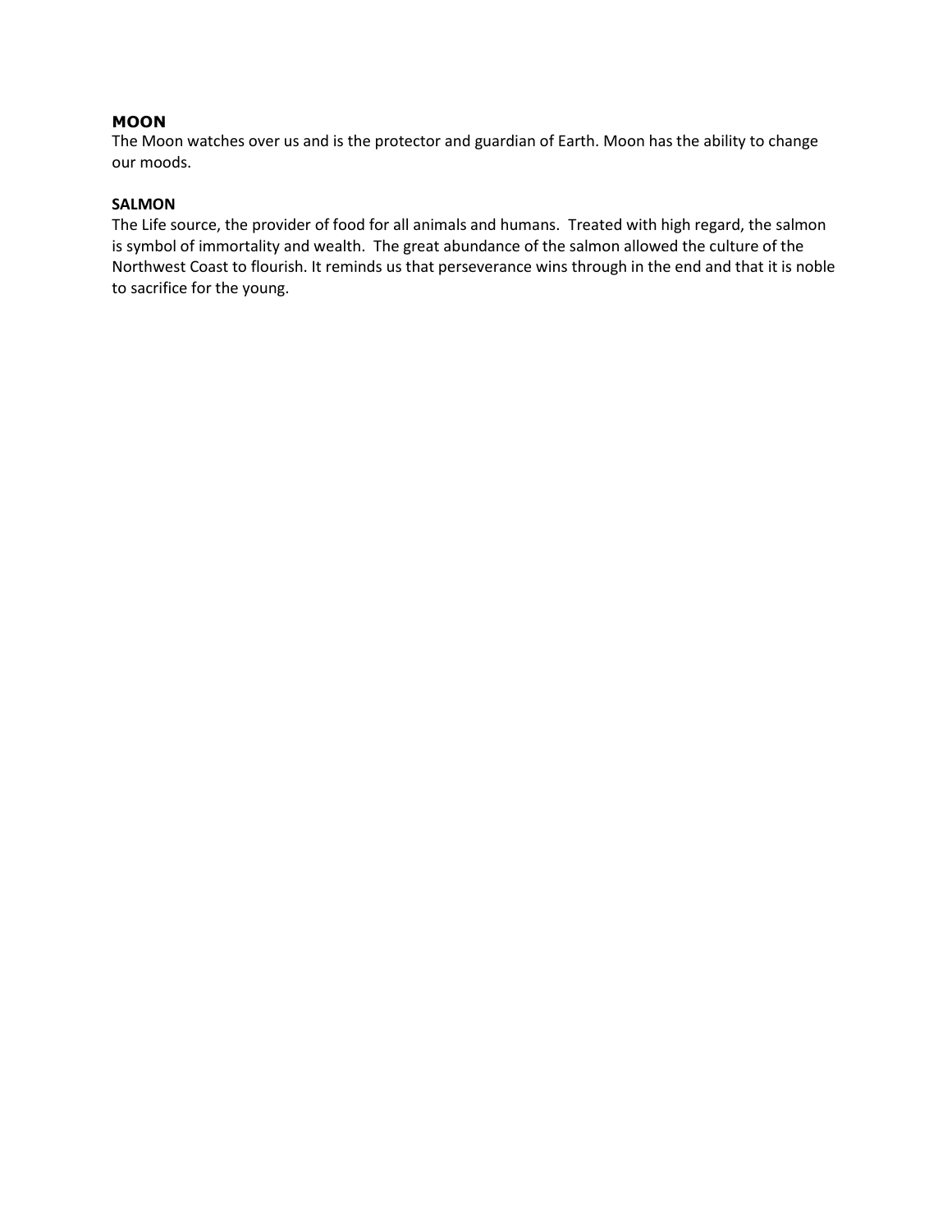**MOON**

The Moon watches over us and is the protector and guardian of Earth. Moon has the ability to change our moods.

**SALMON**

The Life source, the provider of food for all animals and humans. Treated with high regard, the salmon is symbol of immortality and wealth. The great abundance of the salmon allowed the culture of the Northwest Coast to flourish. It reminds us that perseverance wins through in the end and that it is noble to sacrifice for the young.